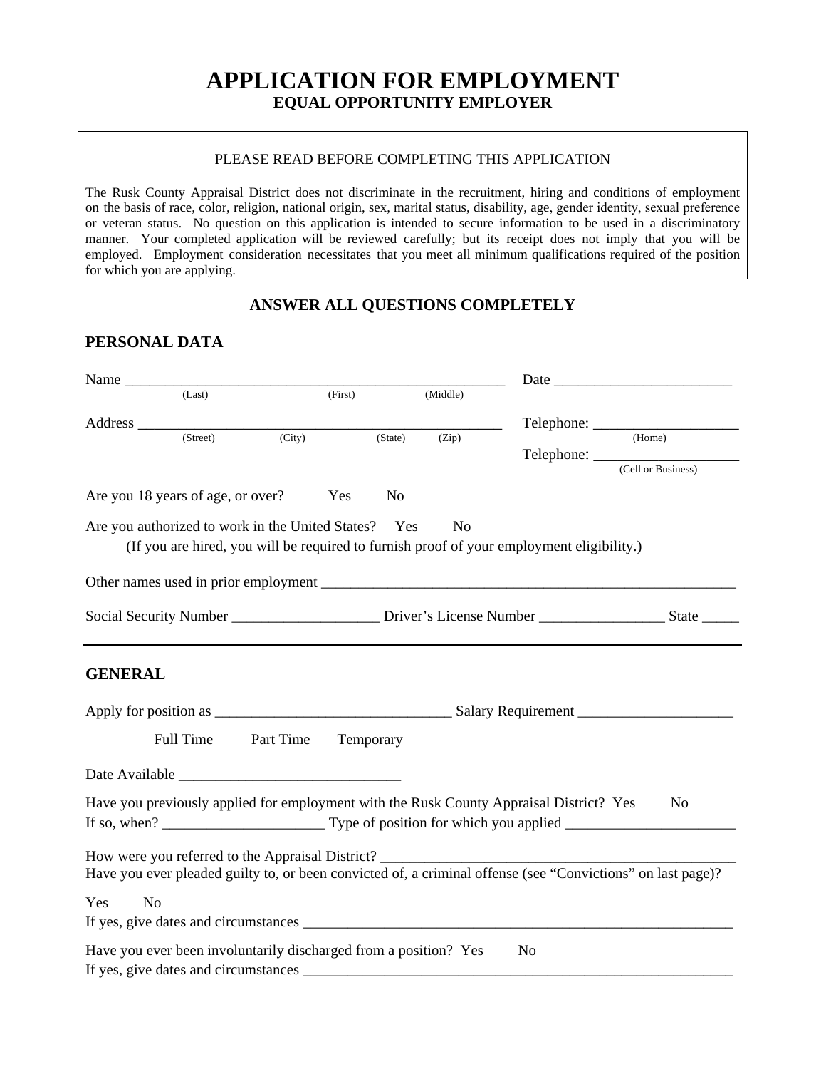# APPLICATION FOR EMPLOYMENT

## EQUAL OPPORTUNITY EMPLOYER

PLEASE READ BEFORE COMPLETING THIS APPLICATION

The Rusk County Appraisal District does not discriminate in the recruitment, hiring and conditions of employment on the basis of race, color, religion, national origin, sex, marital status, disability, age, gender identity, sexual preference or veteran status. No question on this application is intended to secure information to be used in a discriminatory manner. Your completed application will be reviewed carefully; but its receipt does not imply that you will be employed. Employment consideration necessitates that you meet all minimum qualifications required of the position for which you are applying.

### ANSWER ALL QUESTIONS COMPLETELY

## PERSONAL DATA

Name ________________________________________________ Date ______________________
(Last) (First) (Middle)

Address ______________________________________________ Telephone: __________________
(Street) (City) (State) (Zip) (Home)

Telephone: __________________
(Cell or Business)

Are you 18 years of age, or over? Yes No

Are you authorized to work in the United States? Yes No
(If you are hired, you will be required to furnish proof of your employment eligibility.)

Other names used in prior employment ______________________________________________________

Social Security Number ___________________ Driver's License Number ________________ State _____

---

## GENERAL

Apply for position as ______________________________ Salary Requirement ____________________

Full Time Part Time Temporary

Date Available ____________________________

Have you previously applied for employment with the Rusk County Appraisal District? Yes No
If so, when? ____________________ Type of position for which you applied ______________________

How were you referred to the Appraisal District? _______________________________________________
Have you ever pleaded guilty to, or been convicted of, a criminal offense (see "Convictions" on last page)?

Yes No
If yes, give dates and circumstances _________________________________________________________

Have you ever been involuntarily discharged from a position? Yes No
If yes, give dates and circumstances _________________________________________________________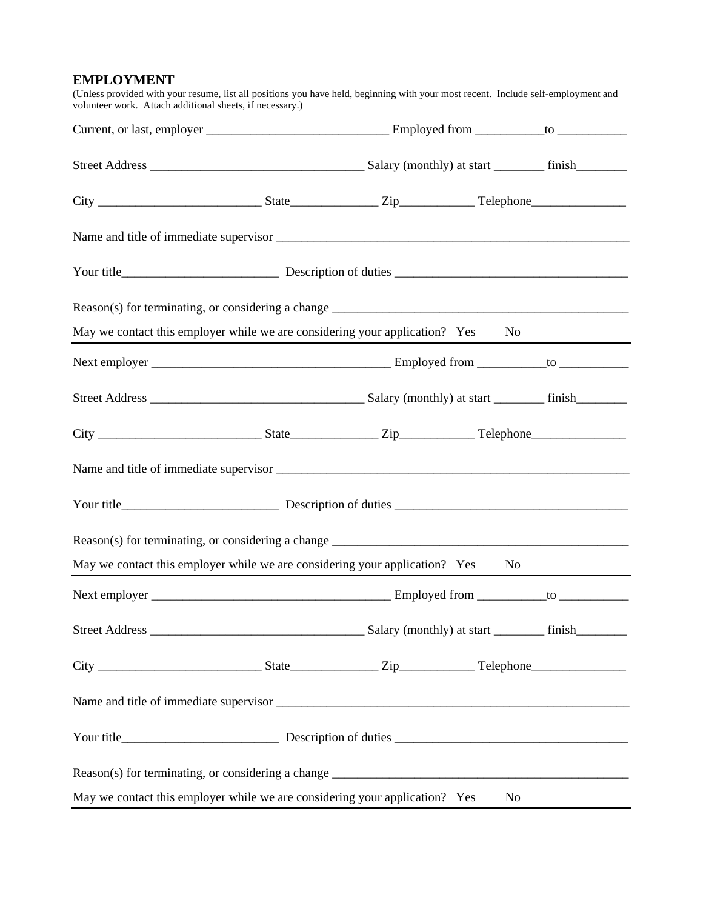## EMPLOYMENT

(Unless provided with your resume, list all positions you have held, beginning with your most recent. Include self-employment and volunteer work. Attach additional sheets, if necessary.)

Current, or last, employer _____________________________ Employed from ___________to ___________

Street Address __________________________________ Salary (monthly) at start ________ finish________

City _________________________ State______________ Zip____________ Telephone_______________

Name and title of immediate supervisor _________________________________________________________

Your title_________________________ Description of duties _____________________________________

Reason(s) for terminating, or considering a change _______________________________________________

May we contact this employer while we are considering your application? Yes No

---

Next employer ______________________________________ Employed from ___________to ___________

Street Address __________________________________ Salary (monthly) at start ________ finish________

City _________________________ State______________ Zip____________ Telephone_______________

Name and title of immediate supervisor _________________________________________________________

Your title_________________________ Description of duties _____________________________________

Reason(s) for terminating, or considering a change _______________________________________________

May we contact this employer while we are considering your application? Yes No

---

Next employer ______________________________________ Employed from ___________to ___________

Street Address __________________________________ Salary (monthly) at start ________ finish________

City _________________________ State______________ Zip____________ Telephone_______________

Name and title of immediate supervisor _________________________________________________________

Your title_________________________ Description of duties _____________________________________

Reason(s) for terminating, or considering a change _______________________________________________

May we contact this employer while we are considering your application? Yes No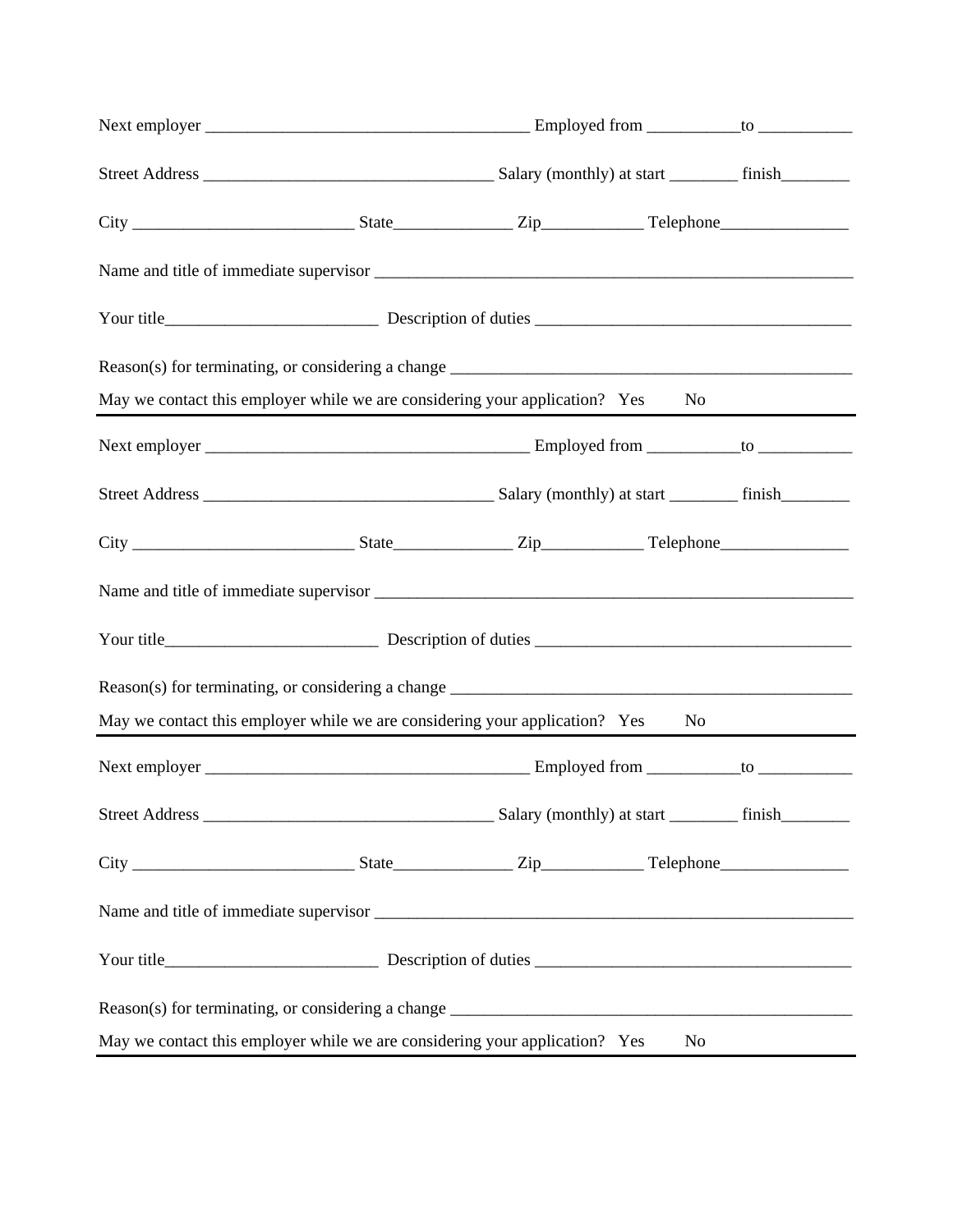Next employer ______________________________________ Employed from ___________to ___________

Street Address __________________________________ Salary (monthly) at start ________ finish________

City __________________________ State______________ Zip____________ Telephone_______________

Name and title of immediate supervisor ________________________________________________________

Your title_________________________ Description of duties _____________________________________

Reason(s) for terminating, or considering a change _______________________________________________

May we contact this employer while we are considering your application? Yes No

---

Next employer ______________________________________ Employed from ___________to ___________

Street Address __________________________________ Salary (monthly) at start ________ finish________

City __________________________ State______________ Zip____________ Telephone_______________

Name and title of immediate supervisor ________________________________________________________

Your title_________________________ Description of duties _____________________________________

Reason(s) for terminating, or considering a change _______________________________________________

May we contact this employer while we are considering your application? Yes No

---

Next employer ______________________________________ Employed from ___________to ___________

Street Address __________________________________ Salary (monthly) at start ________ finish________

City __________________________ State______________ Zip____________ Telephone_______________

Name and title of immediate supervisor ________________________________________________________

Your title_________________________ Description of duties _____________________________________

Reason(s) for terminating, or considering a change _______________________________________________

May we contact this employer while we are considering your application? Yes No

---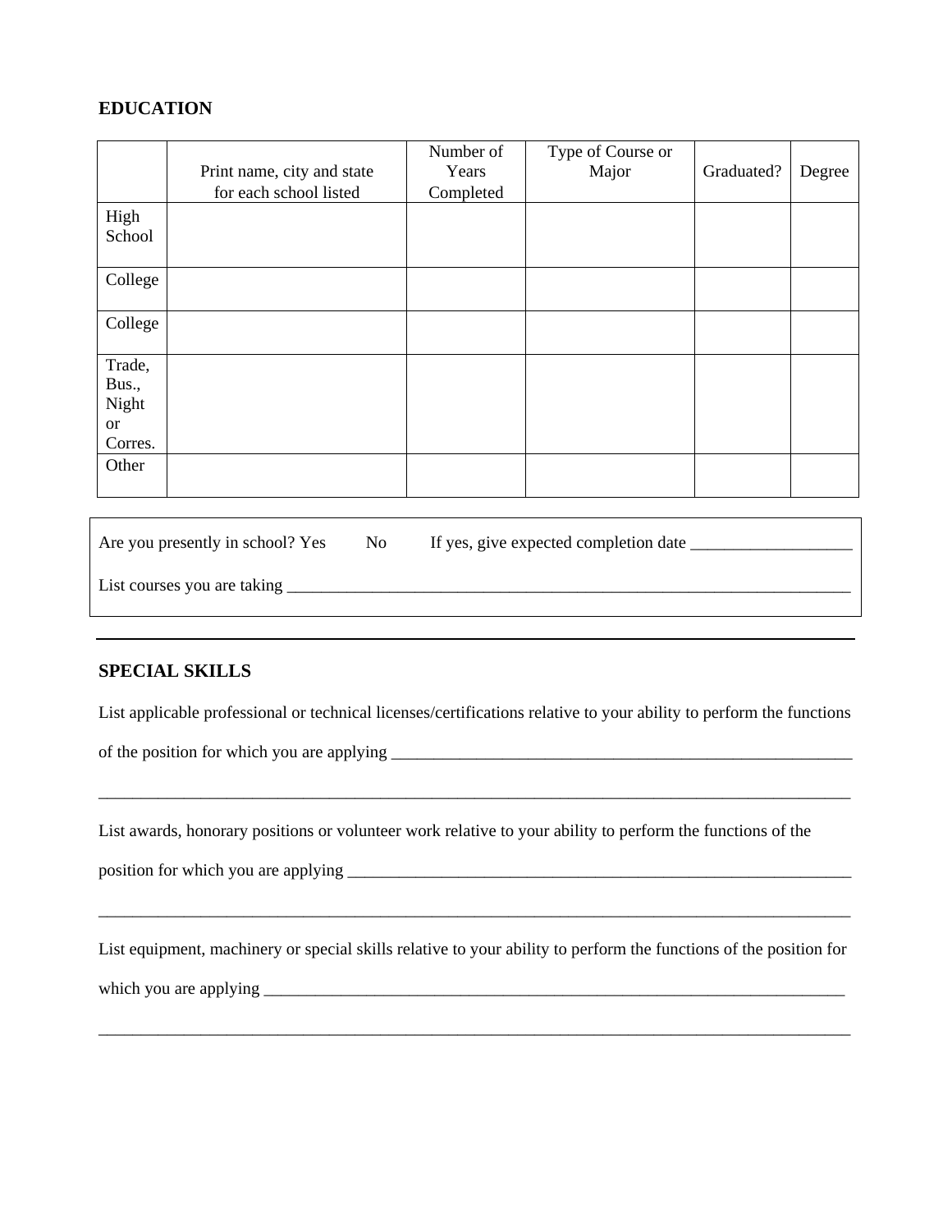## EDUCATION

| | Print name, city and state for each school listed | Number of Years Completed | Type of Course or Major | Graduated? | Degree |
|---|---|---|---|---|---|
| High School | | | | | |
| College | | | | | |
| College | | | | | |
| Trade, Bus., Night or Corres. | | | | | |
| Other | | | | | |

Are you presently in school? Yes No If yes, give expected completion date ___________________

List courses you are taking ______________________________________________________________________

---

## SPECIAL SKILLS

List applicable professional or technical licenses/certifications relative to your ability to perform the functions of the position for which you are applying ___________________________________________________________

_____________________________________________________________________________________________

List awards, honorary positions or volunteer work relative to your ability to perform the functions of the position for which you are applying _________________________________________________________________

_____________________________________________________________________________________________

List equipment, machinery or special skills relative to your ability to perform the functions of the position for which you are applying ___________________________________________________________________________

_____________________________________________________________________________________________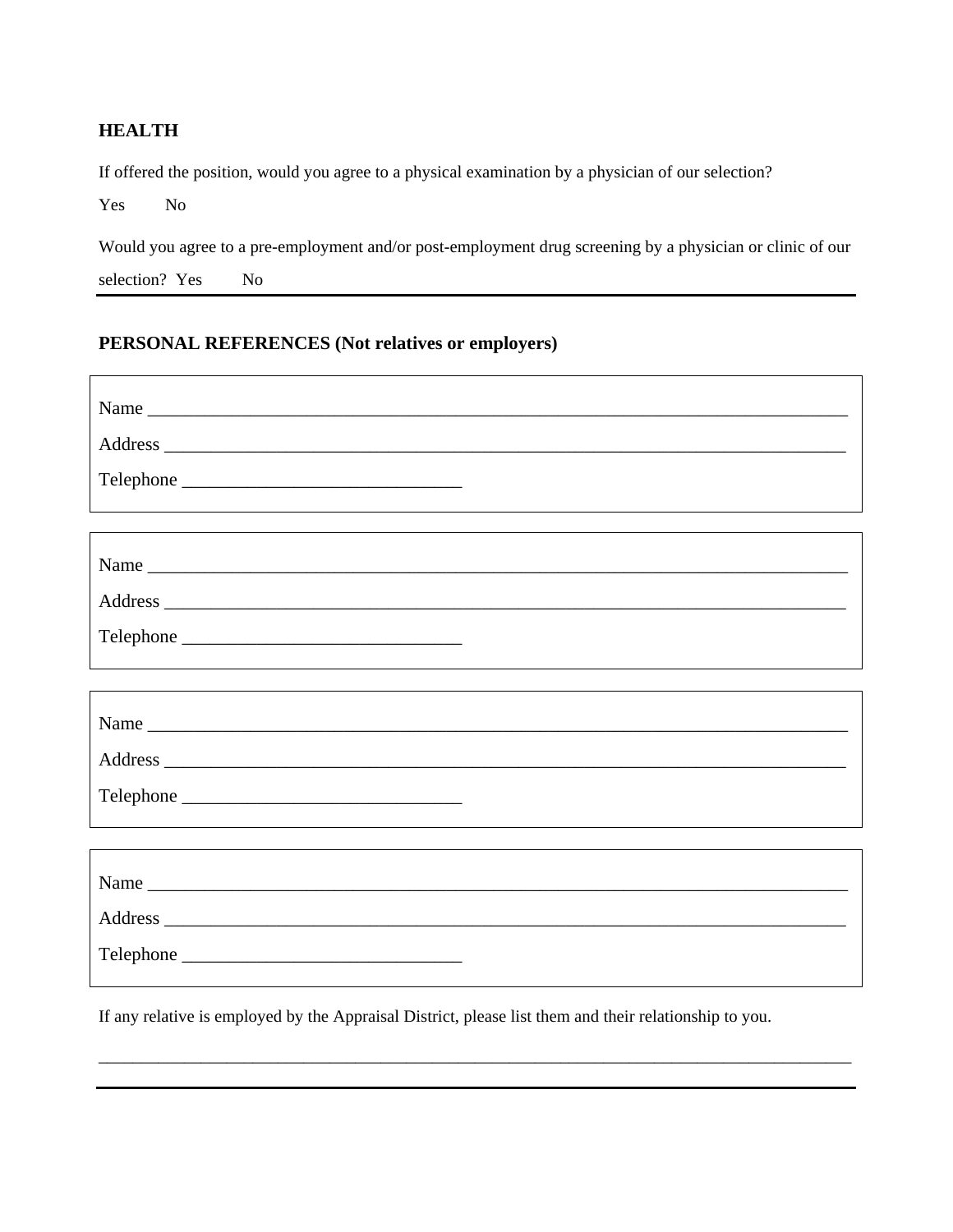## HEALTH

If offered the position, would you agree to a physical examination by a physician of our selection?

Yes No

Would you agree to a pre-employment and/or post-employment drug screening by a physician or clinic of our selection? Yes No

---

## PERSONAL REFERENCES (Not relatives or employers)

Name ___________________________________________________________________________

Address _________________________________________________________________________

Telephone ______________________________

Name ___________________________________________________________________________

Address _________________________________________________________________________

Telephone ______________________________

Name ___________________________________________________________________________

Address _________________________________________________________________________

Telephone ______________________________

Name ___________________________________________________________________________

Address _________________________________________________________________________

Telephone ______________________________

If any relative is employed by the Appraisal District, please list them and their relationship to you.

_____________________________________________________________________________________

---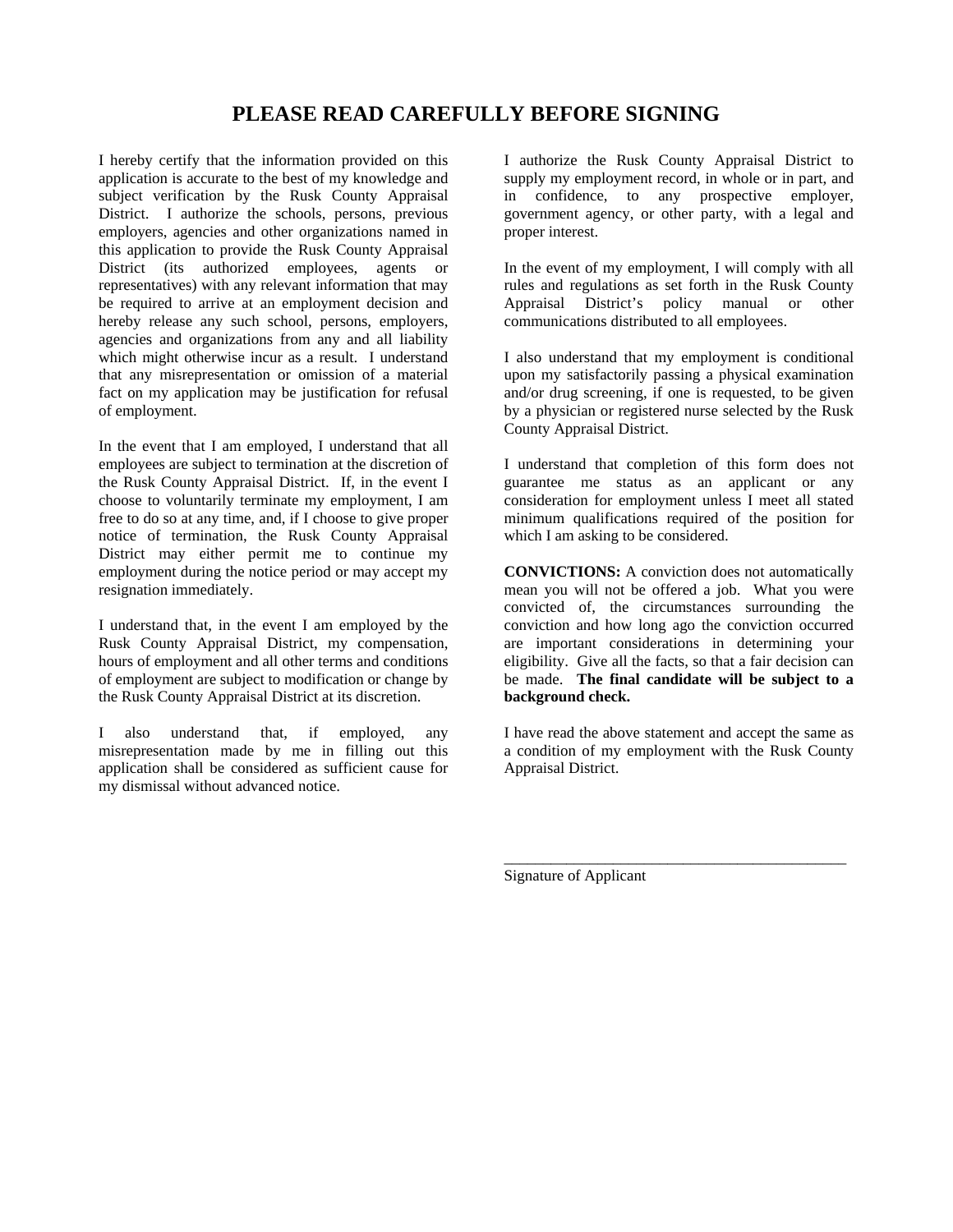# PLEASE READ CAREFULLY BEFORE SIGNING

I hereby certify that the information provided on this application is accurate to the best of my knowledge and subject verification by the Rusk County Appraisal District. I authorize the schools, persons, previous employers, agencies and other organizations named in this application to provide the Rusk County Appraisal District (its authorized employees, agents or representatives) with any relevant information that may be required to arrive at an employment decision and hereby release any such school, persons, employers, agencies and organizations from any and all liability which might otherwise incur as a result. I understand that any misrepresentation or omission of a material fact on my application may be justification for refusal of employment.

In the event that I am employed, I understand that all employees are subject to termination at the discretion of the Rusk County Appraisal District. If, in the event I choose to voluntarily terminate my employment, I am free to do so at any time, and, if I choose to give proper notice of termination, the Rusk County Appraisal District may either permit me to continue my employment during the notice period or may accept my resignation immediately.

I understand that, in the event I am employed by the Rusk County Appraisal District, my compensation, hours of employment and all other terms and conditions of employment are subject to modification or change by the Rusk County Appraisal District at its discretion.

I also understand that, if employed, any misrepresentation made by me in filling out this application shall be considered as sufficient cause for my dismissal without advanced notice.

I authorize the Rusk County Appraisal District to supply my employment record, in whole or in part, and in confidence, to any prospective employer, government agency, or other party, with a legal and proper interest.

In the event of my employment, I will comply with all rules and regulations as set forth in the Rusk County Appraisal District's policy manual or other communications distributed to all employees.

I also understand that my employment is conditional upon my satisfactorily passing a physical examination and/or drug screening, if one is requested, to be given by a physician or registered nurse selected by the Rusk County Appraisal District.

I understand that completion of this form does not guarantee me status as an applicant or any consideration for employment unless I meet all stated minimum qualifications required of the position for which I am asking to be considered.

**CONVICTIONS:** A conviction does not automatically mean you will not be offered a job. What you were convicted of, the circumstances surrounding the conviction and how long ago the conviction occurred are important considerations in determining your eligibility. Give all the facts, so that a fair decision can be made. **The final candidate will be subject to a background check.**

I have read the above statement and accept the same as a condition of my employment with the Rusk County Appraisal District.

_____________________________________________

Signature of Applicant